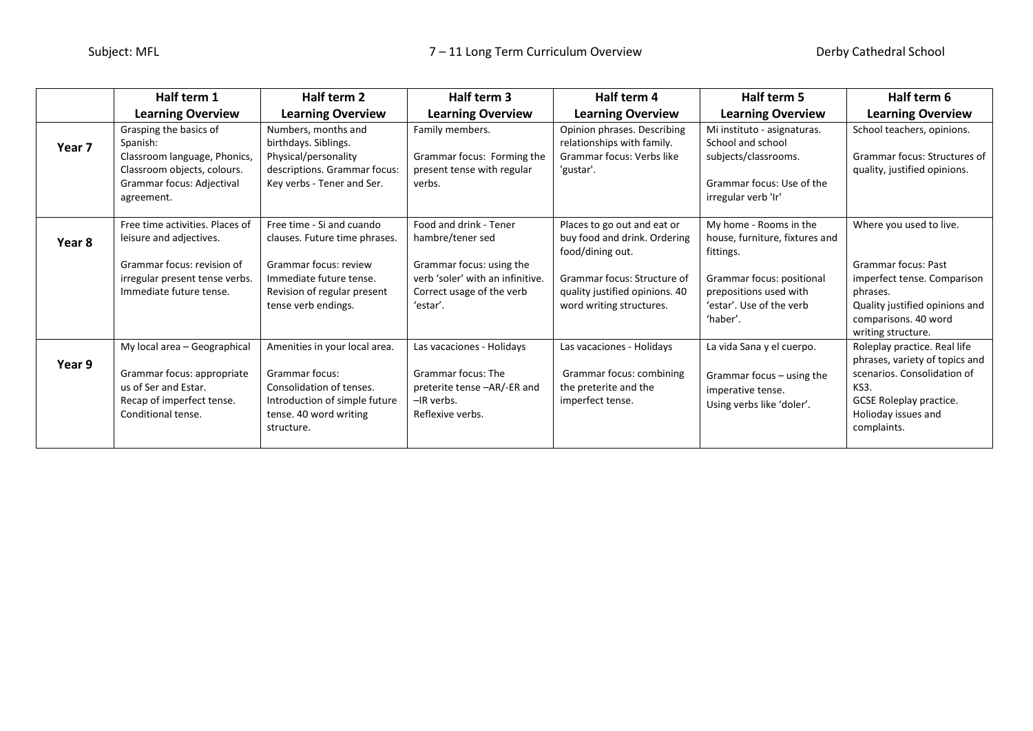Subject: MFL 7 – 11 Long Term Curriculum Overview Derby Cathedral School

| | Half term 1 Learning Overview | Half term 2 Learning Overview | Half term 3 Learning Overview | Half term 4 Learning Overview | Half term 5 Learning Overview | Half term 6 Learning Overview |
|---|---|---|---|---|---|---|
| **Year 7** | Grasping the basics of Spanish: Classroom language, Phonics, Classroom objects, colours. Grammar focus: Adjectival agreement. | Numbers, months and birthdays. Siblings. Physical/personality descriptions. Grammar focus: Key verbs - Tener and Ser. | Family members. Grammar focus: Forming the present tense with regular verbs. | Opinion phrases. Describing relationships with family. Grammar focus: Verbs like 'gustar'. | Mi instituto - asignaturas. School and school subjects/classrooms. Grammar focus: Use of the irregular verb 'Ir' | School teachers, opinions. Grammar focus: Structures of quality, justified opinions. |
| **Year 8** | Free time activities. Places of leisure and adjectives. Grammar focus: revision of irregular present tense verbs. Immediate future tense. | Free time - Si and cuando clauses. Future time phrases. Grammar focus: review Immediate future tense. Revision of regular present tense verb endings. | Food and drink - Tener hambre/tener sed Grammar focus: using the verb 'soler' with an infinitive. Correct usage of the verb 'estar'. | Places to go out and eat or buy food and drink. Ordering food/dining out. Grammar focus: Structure of quality justified opinions. 40 word writing structures. | My home - Rooms in the house, furniture, fixtures and fittings. Grammar focus: positional prepositions used with 'estar'. Use of the verb 'haber'. | Where you used to live. Grammar focus: Past imperfect tense. Comparison phrases. Quality justified opinions and comparisons. 40 word writing structure. |
| **Year 9** | My local area – Geographical Grammar focus: appropriate us of Ser and Estar. Recap of imperfect tense. Conditional tense. | Amenities in your local area. Grammar focus: Consolidation of tenses. Introduction of simple future tense. 40 word writing structure. | Las vacaciones - Holidays Grammar focus: The preterite tense –AR/-ER and –IR verbs. Reflexive verbs. | Las vacaciones - Holidays Grammar focus: combining the preterite and the imperfect tense. | La vida Sana y el cuerpo. Grammar focus – using the imperative tense. Using verbs like 'doler'. | Roleplay practice. Real life phrases, variety of topics and scenarios. Consolidation of KS3. GCSE Roleplay practice. Holioday issues and complaints. |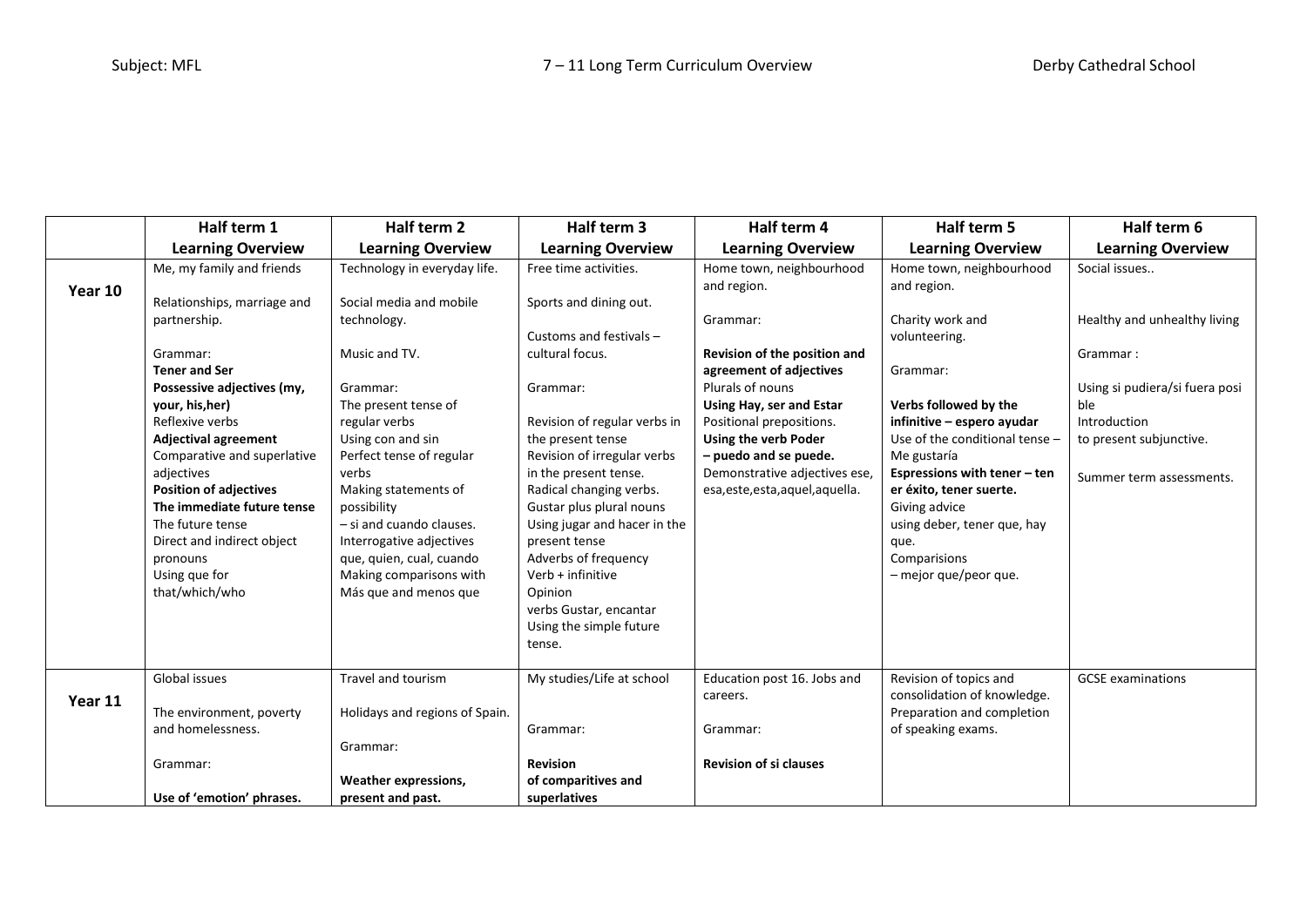| | Half term 1<br>**Learning Overview** | Half term 2<br>**Learning Overview** | Half term 3<br>**Learning Overview** | Half term 4<br>**Learning Overview** | Half term 5<br>**Learning Overview** | Half term 6<br>**Learning Overview** |
|---|---|---|---|---|---|---|
| **Year 10** | Me, my family and friends<br><br>Relationships, marriage and partnership.<br><br>Grammar:<br>**Tener and Ser**<br>**Possessive adjectives (my, your, his,her)**<br>Reflexive verbs<br>**Adjectival agreement**<br>Comparative and superlative adjectives<br>**Position of adjectives**<br>**The immediate future tense**<br>The future tense<br>Direct and indirect object pronouns<br>Using que for that/which/who | Technology in everyday life.<br><br>Social media and mobile technology.<br><br>Music and TV.<br><br>Grammar:<br>The present tense of regular verbs<br>Using con and sin<br>Perfect tense of regular verbs<br>Making statements of possibility<br>– si and cuando clauses.<br>Interrogative adjectives que, quien, cual, cuando<br>Making comparisons with Más que and menos que | Free time activities.<br><br>Sports and dining out.<br><br>Customs and festivals – cultural focus.<br><br>Grammar:<br><br>Revision of regular verbs in the present tense<br>Revision of irregular verbs in the present tense.<br>Radical changing verbs.<br>Gustar plus plural nouns<br>Using jugar and hacer in the present tense<br>Adverbs of frequency<br>Verb + infinitive<br>Opinion<br>verbs Gustar, encantar<br>Using the simple future tense. | Home town, neighbourhood and region.<br><br>Grammar:<br><br>**Revision of the position and agreement of adjectives**<br>Plurals of nouns<br>**Using Hay, ser and Estar**<br>Positional prepositions.<br>**Using the verb Poder – puedo and se puede.**<br>Demonstrative adjectives ese, esa,este,esta,aquel,aquella. | Home town, neighbourhood and region.<br><br>Charity work and volunteering.<br><br>Grammar:<br><br>**Verbs followed by the infinitive – espero ayudar**<br>Use of the conditional tense – Me gustaría<br>**Espressions with tener – ten er éxito, tener suerte.**<br>Giving advice<br>using deber, tener que, hay que.<br>Comparisions<br>– mejor que/peor que. | Social issues..<br><br>Healthy and unhealthy living<br><br>Grammar :<br><br>Using si pudiera/si fuera posi ble<br>Introduction<br>to present subjunctive.<br><br>Summer term assessments. |
| **Year 11** | Global issues<br><br>The environment, poverty and homelessness.<br><br>Grammar:<br><br>**Use of 'emotion' phrases.** | Travel and tourism<br><br>Holidays and regions of Spain.<br><br>Grammar:<br><br>**Weather expressions, present and past.** | My studies/Life at school<br><br>Grammar:<br><br>**Revision of comparitives and superlatives** | Education post 16. Jobs and careers.<br><br>Grammar:<br><br>**Revision of si clauses** | Revision of topics and consolidation of knowledge.<br>Preparation and completion of speaking exams. | GCSE examinations |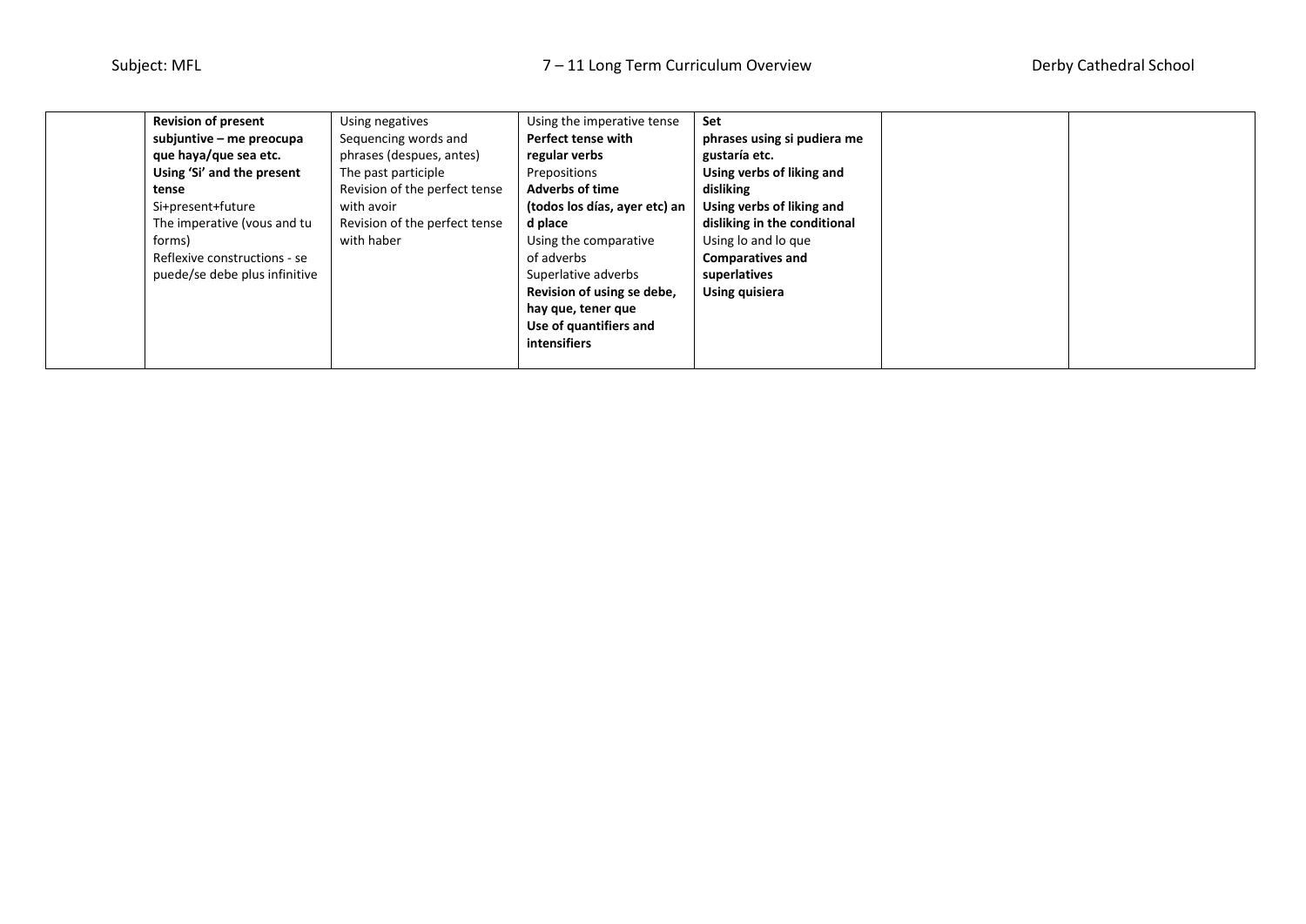| | | | | | | |
|---|---|---|---|---|---|---|
| | **Revision of present subjuntive – me preocupa que haya/que sea etc.** <br> **Using 'Si' and the present tense** <br> Si+present+future <br> The imperative (vous and tu forms) <br> Reflexive constructions - se puede/se debe plus infinitive | Using negatives <br> Sequencing words and phrases (despues, antes) <br> The past participle <br> Revision of the perfect tense with avoir <br> Revision of the perfect tense with haber | Using the imperative tense <br> **Perfect tense with regular verbs** <br> Prepositions <br> **Adverbs of time (todos los días, ayer etc) an d place** <br> Using the comparative of adverbs <br> Superlative adverbs <br> **Revision of using se debe, hay que, tener que** <br> **Use of quantifiers and intensifiers** | **Set phrases using si pudiera me gustaría etc.** <br> **Using verbs of liking and disliking** <br> **Using verbs of liking and disliking in the conditional** <br> Using lo and lo que <br> **Comparatives and superlatives** <br> **Using quisiera** | | |